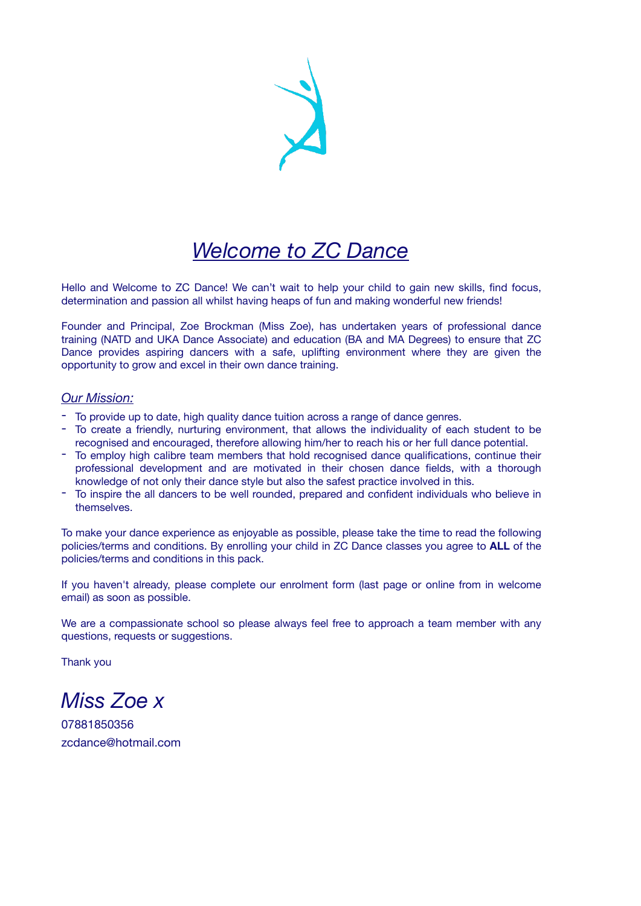# *Welcome to ZC Dance*

Hello and Welcome to ZC Dance! We can't wait to help your child to gain new skills, find focus, determination and passion all whilst having heaps of fun and making wonderful new friends!

Founder and Principal, Zoe Brockman (Miss Zoe), has undertaken years of professional dance training (NATD and UKA Dance Associate) and education (BA and MA Degrees) to ensure that ZC Dance provides aspiring dancers with a safe, uplifting environment where they are given the opportunity to grow and excel in their own dance training.

## *Our Mission:*

- To provide up to date, high quality dance tuition across a range of dance genres.
- To create a friendly, nurturing environment, that allows the individuality of each student to be recognised and encouraged, therefore allowing him/her to reach his or her full dance potential.
- To employ high calibre team members that hold recognised dance qualifications, continue their professional development and are motivated in their chosen dance fields, with a thorough knowledge of not only their dance style but also the safest practice involved in this.
- To inspire the all dancers to be well rounded, prepared and confident individuals who believe in themselves.

To make your dance experience as enjoyable as possible, please take the time to read the following policies/terms and conditions. By enrolling your child in ZC Dance classes you agree to **ALL** of the policies/terms and conditions in this pack.

If you haven't already, please complete our enrolment form (last page or online from in welcome email) as soon as possible.

We are a compassionate school so please always feel free to approach a team member with any questions, requests or suggestions.

Thank you

*Miss Zoe x*

07881850356

zcdance@hotmail.com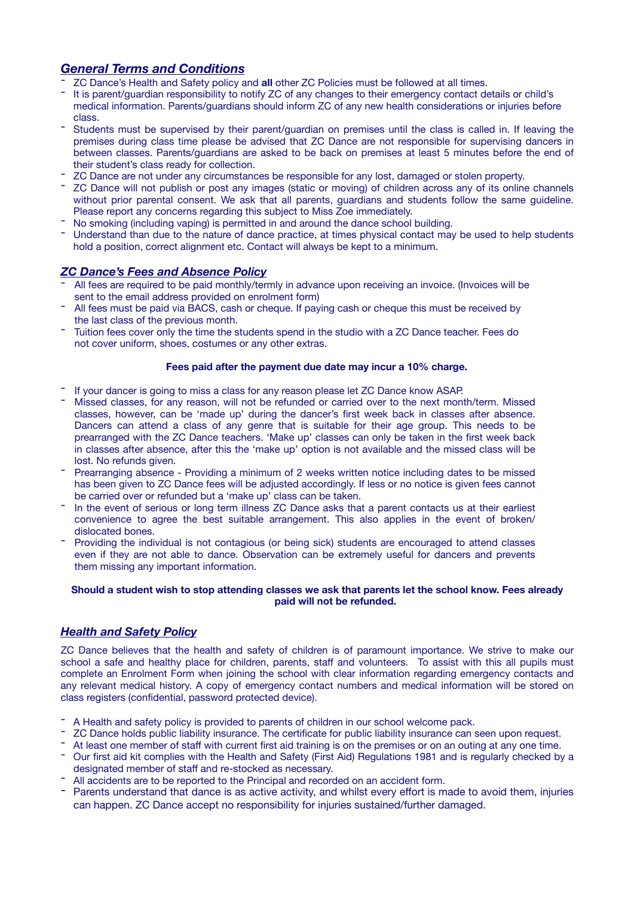## *General Terms and Conditions*

- ZC Dance's Health and Safety policy and **all** other ZC Policies must be followed at all times.
- It is parent/guardian responsibility to notify ZC of any changes to their emergency contact details or child's medical information. Parents/guardians should inform ZC of any new health considerations or injuries before class.
- Students must be supervised by their parent/guardian on premises until the class is called in. If leaving the premises during class time please be advised that ZC Dance are not responsible for supervising dancers in between classes. Parents/guardians are asked to be back on premises at least 5 minutes before the end of their student's class ready for collection.
- ZC Dance are not under any circumstances be responsible for any lost, damaged or stolen property.
- ZC Dance will not publish or post any images (static or moving) of children across any of its online channels without prior parental consent. We ask that all parents, guardians and students follow the same guideline. Please report any concerns regarding this subject to Miss Zoe immediately.
- No smoking (including vaping) is permitted in and around the dance school building.
- Understand than due to the nature of dance practice, at times physical contact may be used to help students hold a position, correct alignment etc. Contact will always be kept to a minimum.

## *ZC Dance's Fees and Absence Policy*

- All fees are required to be paid monthly/termly in advance upon receiving an invoice. (Invoices will be sent to the email address provided on enrolment form)
- All fees must be paid via BACS, cash or cheque. If paying cash or cheque this must be received by the last class of the previous month.
- Tuition fees cover only the time the students spend in the studio with a ZC Dance teacher. Fees do not cover uniform, shoes, costumes or any other extras.

**Fees paid after the payment due date may incur a 10% charge.**

- If your dancer is going to miss a class for any reason please let ZC Dance know ASAP.
- Missed classes, for any reason, will not be refunded or carried over to the next month/term. Missed classes, however, can be 'made up' during the dancer's first week back in classes after absence. Dancers can attend a class of any genre that is suitable for their age group. This needs to be prearranged with the ZC Dance teachers. 'Make up' classes can only be taken in the first week back in classes after absence, after this the 'make up' option is not available and the missed class will be lost. No refunds given.
- Prearranging absence - Providing a minimum of 2 weeks written notice including dates to be missed has been given to ZC Dance fees will be adjusted accordingly. If less or no notice is given fees cannot be carried over or refunded but a 'make up' class can be taken.
- In the event of serious or long term illness ZC Dance asks that a parent contacts us at their earliest convenience to agree the best suitable arrangement. This also applies in the event of broken/dislocated bones.
- Providing the individual is not contagious (or being sick) students are encouraged to attend classes even if they are not able to dance. Observation can be extremely useful for dancers and prevents them missing any important information.

**Should a student wish to stop attending classes we ask that parents let the school know. Fees already paid will not be refunded.**

## *Health and Safety Policy*

ZC Dance believes that the health and safety of children is of paramount importance. We strive to make our school a safe and healthy place for children, parents, staff and volunteers. To assist with this all pupils must complete an Enrolment Form when joining the school with clear information regarding emergency contacts and any relevant medical history. A copy of emergency contact numbers and medical information will be stored on class registers (confidential, password protected device).

- A Health and safety policy is provided to parents of children in our school welcome pack.
- ZC Dance holds public liability insurance. The certificate for public liability insurance can seen upon request.
- At least one member of staff with current first aid training is on the premises or on an outing at any one time.
- Our first aid kit complies with the Health and Safety (First Aid) Regulations 1981 and is regularly checked by a designated member of staff and re-stocked as necessary.
- All accidents are to be reported to the Principal and recorded on an accident form.
- Parents understand that dance is as active activity, and whilst every effort is made to avoid them, injuries can happen. ZC Dance accept no responsibility for injuries sustained/further damaged.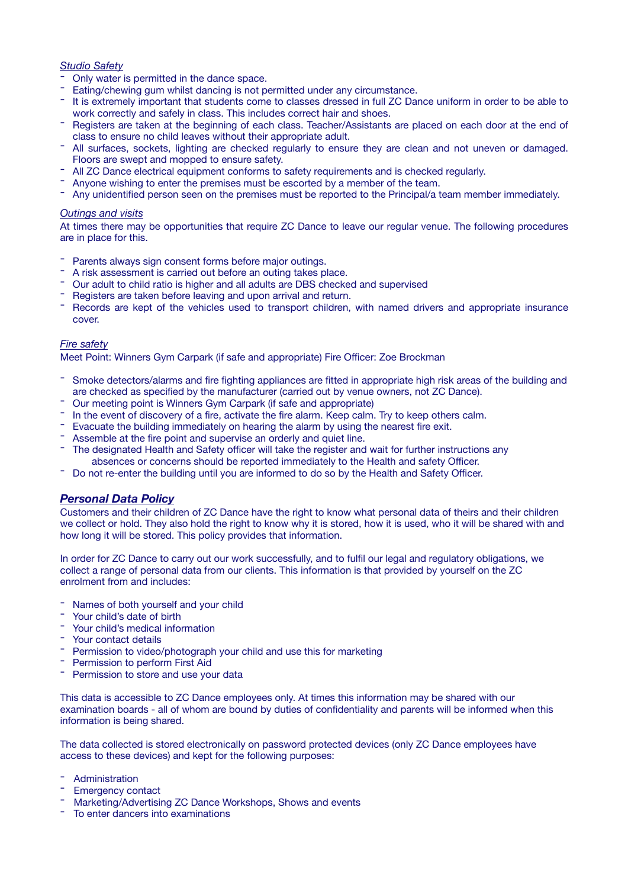*Studio Safety*

- Only water is permitted in the dance space.
- Eating/chewing gum whilst dancing is not permitted under any circumstance.
- It is extremely important that students come to classes dressed in full ZC Dance uniform in order to be able to work correctly and safely in class. This includes correct hair and shoes.
- Registers are taken at the beginning of each class. Teacher/Assistants are placed on each door at the end of class to ensure no child leaves without their appropriate adult.
- All surfaces, sockets, lighting are checked regularly to ensure they are clean and not uneven or damaged. Floors are swept and mopped to ensure safety.
- All ZC Dance electrical equipment conforms to safety requirements and is checked regularly.
- Anyone wishing to enter the premises must be escorted by a member of the team.
- Any unidentified person seen on the premises must be reported to the Principal/a team member immediately.

*Outings and visits*

At times there may be opportunities that require ZC Dance to leave our regular venue. The following procedures are in place for this.

- Parents always sign consent forms before major outings.
- A risk assessment is carried out before an outing takes place.
- Our adult to child ratio is higher and all adults are DBS checked and supervised
- Registers are taken before leaving and upon arrival and return.
- Records are kept of the vehicles used to transport children, with named drivers and appropriate insurance cover.

*Fire safety*

Meet Point: Winners Gym Carpark (if safe and appropriate) Fire Officer: Zoe Brockman

- Smoke detectors/alarms and fire fighting appliances are fitted in appropriate high risk areas of the building and are checked as specified by the manufacturer (carried out by venue owners, not ZC Dance).
- Our meeting point is Winners Gym Carpark (if safe and appropriate)
- In the event of discovery of a fire, activate the fire alarm. Keep calm. Try to keep others calm.
- Evacuate the building immediately on hearing the alarm by using the nearest fire exit.
- Assemble at the fire point and supervise an orderly and quiet line.
- The designated Health and Safety officer will take the register and wait for further instructions any absences or concerns should be reported immediately to the Health and safety Officer.
- Do not re-enter the building until you are informed to do so by the Health and Safety Officer.

## ***Personal Data Policy***

Customers and their children of ZC Dance have the right to know what personal data of theirs and their children we collect or hold. They also hold the right to know why it is stored, how it is used, who it will be shared with and how long it will be stored. This policy provides that information.

In order for ZC Dance to carry out our work successfully, and to fulfil our legal and regulatory obligations, we collect a range of personal data from our clients. This information is that provided by yourself on the ZC enrolment from and includes:

- Names of both yourself and your child
- Your child's date of birth
- Your child's medical information
- Your contact details
- Permission to video/photograph your child and use this for marketing
- Permission to perform First Aid
- Permission to store and use your data

This data is accessible to ZC Dance employees only. At times this information may be shared with our examination boards - all of whom are bound by duties of confidentiality and parents will be informed when this information is being shared.

The data collected is stored electronically on password protected devices (only ZC Dance employees have access to these devices) and kept for the following purposes:

- Administration
- Emergency contact
- Marketing/Advertising ZC Dance Workshops, Shows and events
- To enter dancers into examinations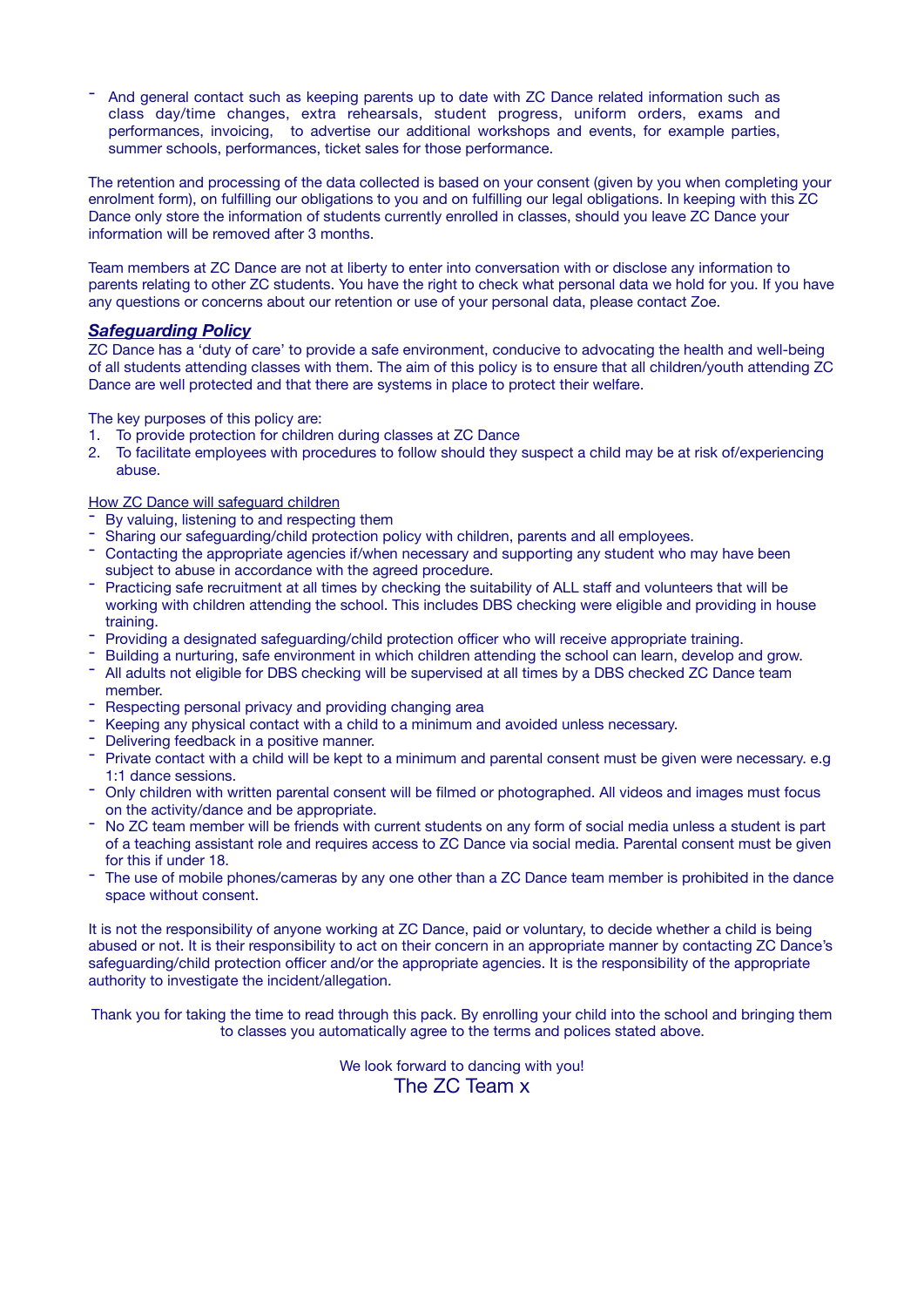- And general contact such as keeping parents up to date with ZC Dance related information such as class day/time changes, extra rehearsals, student progress, uniform orders, exams and performances, invoicing, to advertise our additional workshops and events, for example parties, summer schools, performances, ticket sales for those performance.

The retention and processing of the data collected is based on your consent (given by you when completing your enrolment form), on fulfilling our obligations to you and on fulfilling our legal obligations. In keeping with this ZC Dance only store the information of students currently enrolled in classes, should you leave ZC Dance your information will be removed after 3 months.

Team members at ZC Dance are not at liberty to enter into conversation with or disclose any information to parents relating to other ZC students. You have the right to check what personal data we hold for you. If you have any questions or concerns about our retention or use of your personal data, please contact Zoe.

## ***Safeguarding Policy***

ZC Dance has a 'duty of care' to provide a safe environment, conducive to advocating the health and well-being of all students attending classes with them. The aim of this policy is to ensure that all children/youth attending ZC Dance are well protected and that there are systems in place to protect their welfare.

The key purposes of this policy are:

1. To provide protection for children during classes at ZC Dance
2. To facilitate employees with procedures to follow should they suspect a child may be at risk of/experiencing abuse.

How ZC Dance will safeguard children

- By valuing, listening to and respecting them
- Sharing our safeguarding/child protection policy with children, parents and all employees.
- Contacting the appropriate agencies if/when necessary and supporting any student who may have been subject to abuse in accordance with the agreed procedure.
- Practicing safe recruitment at all times by checking the suitability of ALL staff and volunteers that will be working with children attending the school. This includes DBS checking were eligible and providing in house training.
- Providing a designated safeguarding/child protection officer who will receive appropriate training.
- Building a nurturing, safe environment in which children attending the school can learn, develop and grow.
- All adults not eligible for DBS checking will be supervised at all times by a DBS checked ZC Dance team member.
- Respecting personal privacy and providing changing area
- Keeping any physical contact with a child to a minimum and avoided unless necessary.
- Delivering feedback in a positive manner.
- Private contact with a child will be kept to a minimum and parental consent must be given were necessary. e.g 1:1 dance sessions.
- Only children with written parental consent will be filmed or photographed. All videos and images must focus on the activity/dance and be appropriate.
- No ZC team member will be friends with current students on any form of social media unless a student is part of a teaching assistant role and requires access to ZC Dance via social media. Parental consent must be given for this if under 18.
- The use of mobile phones/cameras by any one other than a ZC Dance team member is prohibited in the dance space without consent.

It is not the responsibility of anyone working at ZC Dance, paid or voluntary, to decide whether a child is being abused or not. It is their responsibility to act on their concern in an appropriate manner by contacting ZC Dance's safeguarding/child protection officer and/or the appropriate agencies. It is the responsibility of the appropriate authority to investigate the incident/allegation.

Thank you for taking the time to read through this pack. By enrolling your child into the school and bringing them to classes you automatically agree to the terms and polices stated above.

We look forward to dancing with you!

The ZC Team x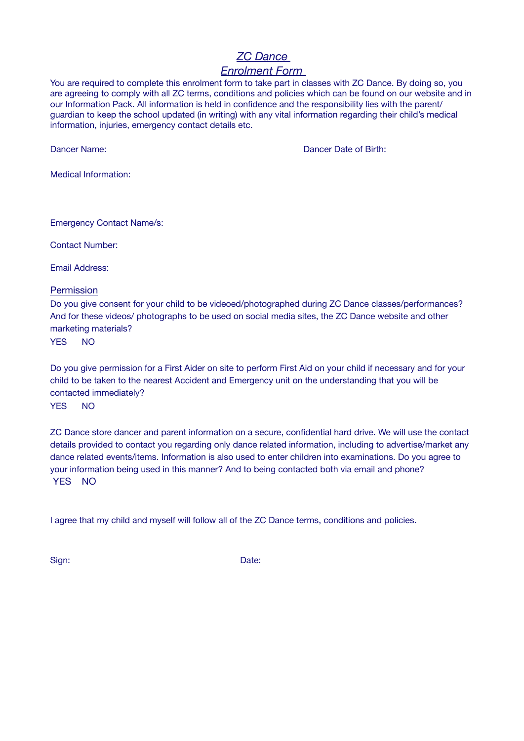# *ZC Dance*

## *Enrolment Form*

You are required to complete this enrolment form to take part in classes with ZC Dance. By doing so, you are agreeing to comply with all ZC terms, conditions and policies which can be found on our website and in our Information Pack. All information is held in confidence and the responsibility lies with the parent/ guardian to keep the school updated (in writing) with any vital information regarding their child's medical information, injuries, emergency contact details etc.

Dancer Name: Dancer Date of Birth:

Medical Information:

Emergency Contact Name/s:

Contact Number:

Email Address:

Permission

Do you give consent for your child to be videoed/photographed during ZC Dance classes/performances? And for these videos/ photographs to be used on social media sites, the ZC Dance website and other marketing materials?

YES NO

Do you give permission for a First Aider on site to perform First Aid on your child if necessary and for your child to be taken to the nearest Accident and Emergency unit on the understanding that you will be contacted immediately?

YES NO

ZC Dance store dancer and parent information on a secure, confidential hard drive. We will use the contact details provided to contact you regarding only dance related information, including to advertise/market any dance related events/items. Information is also used to enter children into examinations. Do you agree to your information being used in this manner? And to being contacted both via email and phone?

YES NO

I agree that my child and myself will follow all of the ZC Dance terms, conditions and policies.

Sign: Date: